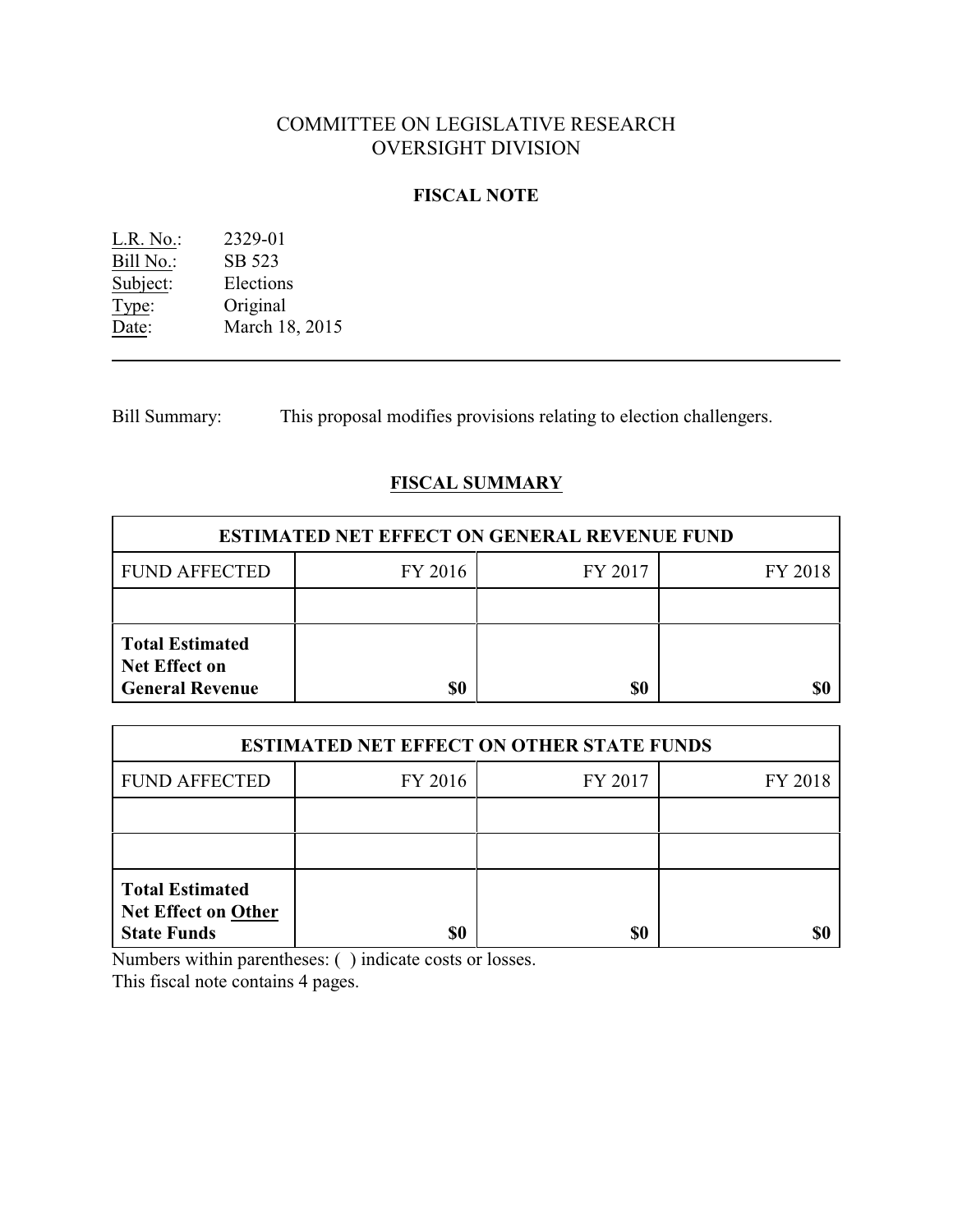# COMMITTEE ON LEGISLATIVE RESEARCH
# OVERSIGHT DIVISION

## FISCAL NOTE

L.R. No.: 2329-01
Bill No.: SB 523
Subject: Elections
Type: Original
Date: March 18, 2015

---

Bill Summary: This proposal modifies provisions relating to election challengers.

## FISCAL SUMMARY

| ESTIMATED NET EFFECT ON GENERAL REVENUE FUND | | | |
|---|---|---|---|
| FUND AFFECTED | FY 2016 | FY 2017 | FY 2018 |
| | | | |
| **Total Estimated Net Effect on General Revenue** | **$0** | **$0** | **$0** |

| ESTIMATED NET EFFECT ON OTHER STATE FUNDS | | | |
|---|---|---|---|
| FUND AFFECTED | FY 2016 | FY 2017 | FY 2018 |
| | | | |
| | | | |
| **Total Estimated Net Effect on Other State Funds** | **$0** | **$0** | **$0** |

Numbers within parentheses: ( ) indicate costs or losses.
This fiscal note contains 4 pages.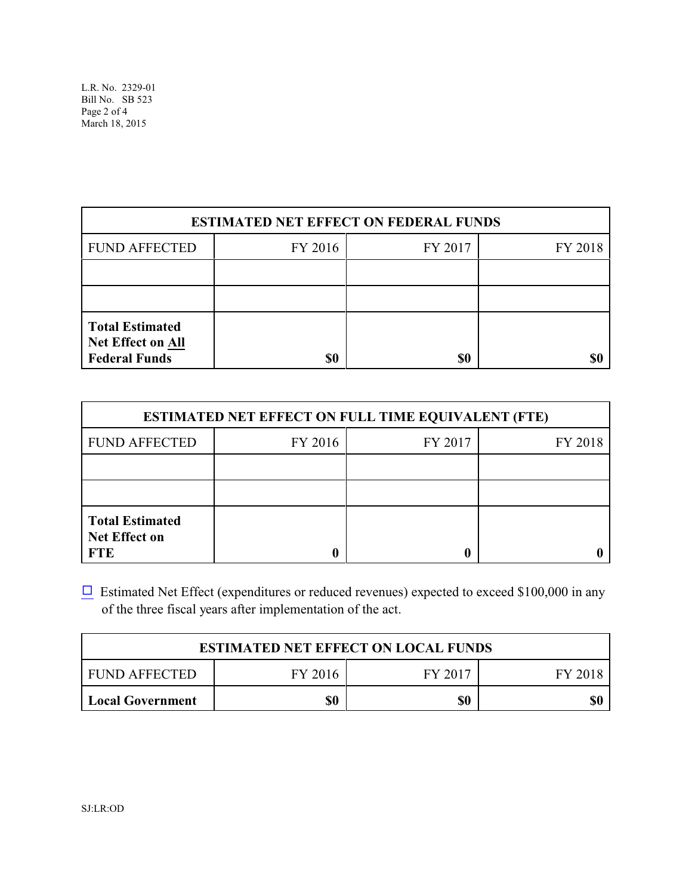| ESTIMATED NET EFFECT ON FEDERAL FUNDS | | | |
|---|---|---|---|
| FUND AFFECTED | FY 2016 | FY 2017 | FY 2018 |
| | | | |
| | | | |
| **Total Estimated Net Effect on All Federal Funds** | **$0** | **$0** | **$0** |

| ESTIMATED NET EFFECT ON FULL TIME EQUIVALENT (FTE) | | | |
|---|---|---|---|
| FUND AFFECTED | FY 2016 | FY 2017 | FY 2018 |
| | | | |
| | | | |
| **Total Estimated Net Effect on FTE** | **0** | **0** | **0** |

☐ Estimated Net Effect (expenditures or reduced revenues) expected to exceed $100,000 in any of the three fiscal years after implementation of the act.

| ESTIMATED NET EFFECT ON LOCAL FUNDS | | | |
|---|---|---|---|
| FUND AFFECTED | FY 2016 | FY 2017 | FY 2018 |
| **Local Government** | **$0** | **$0** | **$0** |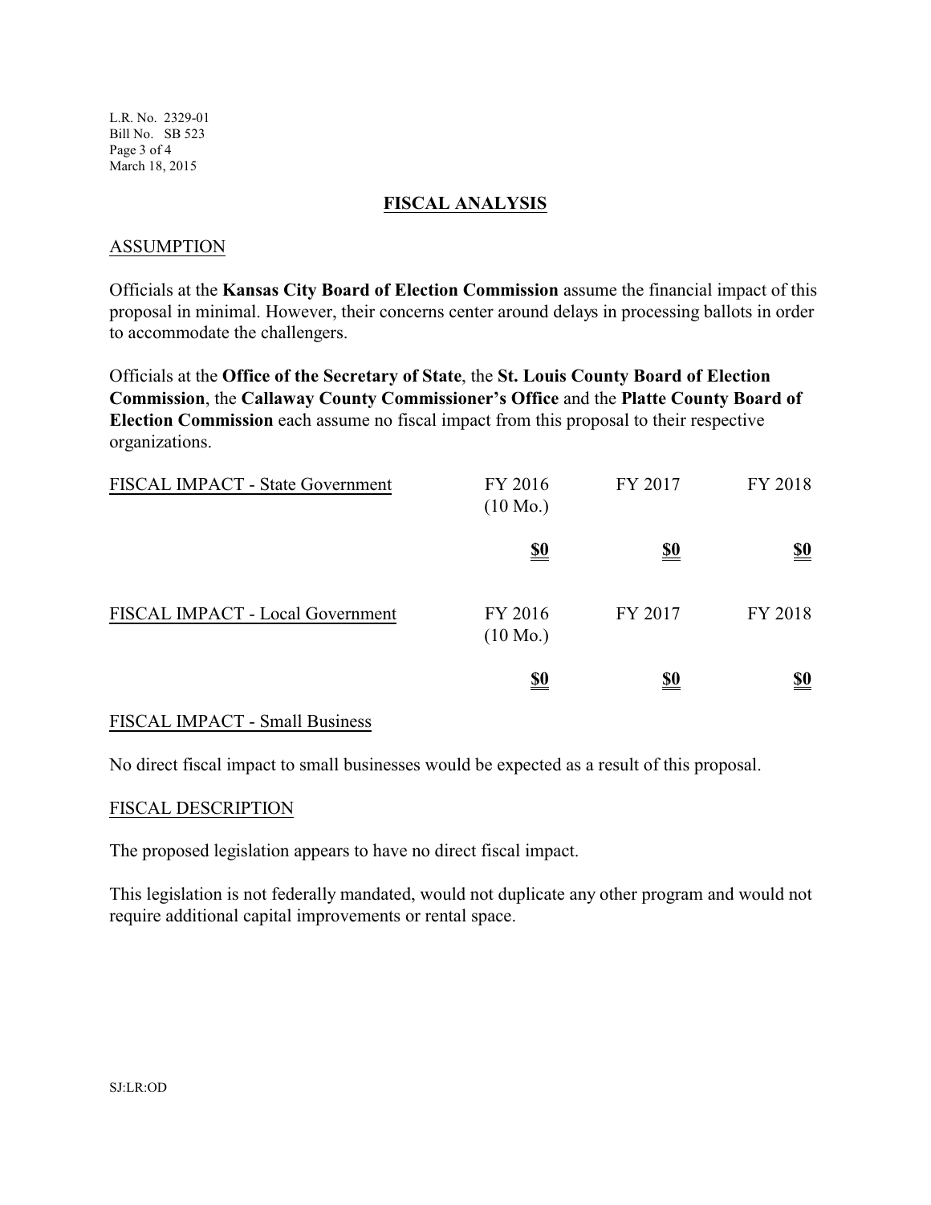## FISCAL ANALYSIS

ASSUMPTION

Officials at the **Kansas City Board of Election Commission** assume the financial impact of this proposal in minimal. However, their concerns center around delays in processing ballots in order to accommodate the challengers.

Officials at the **Office of the Secretary of State**, the **St. Louis County Board of Election Commission**, the **Callaway County Commissioner's Office** and the **Platte County Board of Election Commission** each assume no fiscal impact from this proposal to their respective organizations.

| FISCAL IMPACT - State Government | FY 2016 (10 Mo.) | FY 2017 | FY 2018 |
|---|---|---|---|
| | **$0** | **$0** | **$0** |

| FISCAL IMPACT - Local Government | FY 2016 (10 Mo.) | FY 2017 | FY 2018 |
|---|---|---|---|
| | **$0** | **$0** | **$0** |

FISCAL IMPACT - Small Business

No direct fiscal impact to small businesses would be expected as a result of this proposal.

FISCAL DESCRIPTION

The proposed legislation appears to have no direct fiscal impact.

This legislation is not federally mandated, would not duplicate any other program and would not require additional capital improvements or rental space.

SJ:LR:OD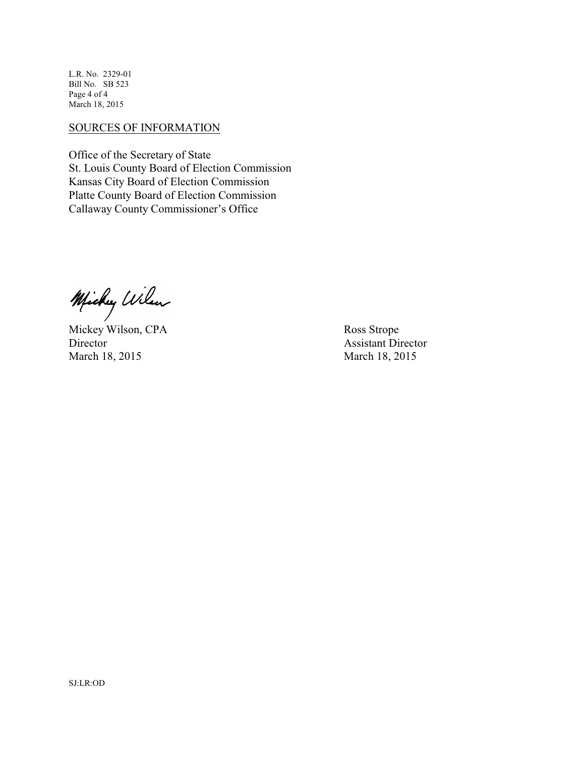## SOURCES OF INFORMATION

Office of the Secretary of State
St. Louis County Board of Election Commission
Kansas City Board of Election Commission
Platte County Board of Election Commission
Callaway County Commissioner's Office

| | |
|---|---|
| Mickey Wilson, CPA | Ross Strope |
| Director | Assistant Director |
| March 18, 2015 | March 18, 2015 |

SJ:LR:OD